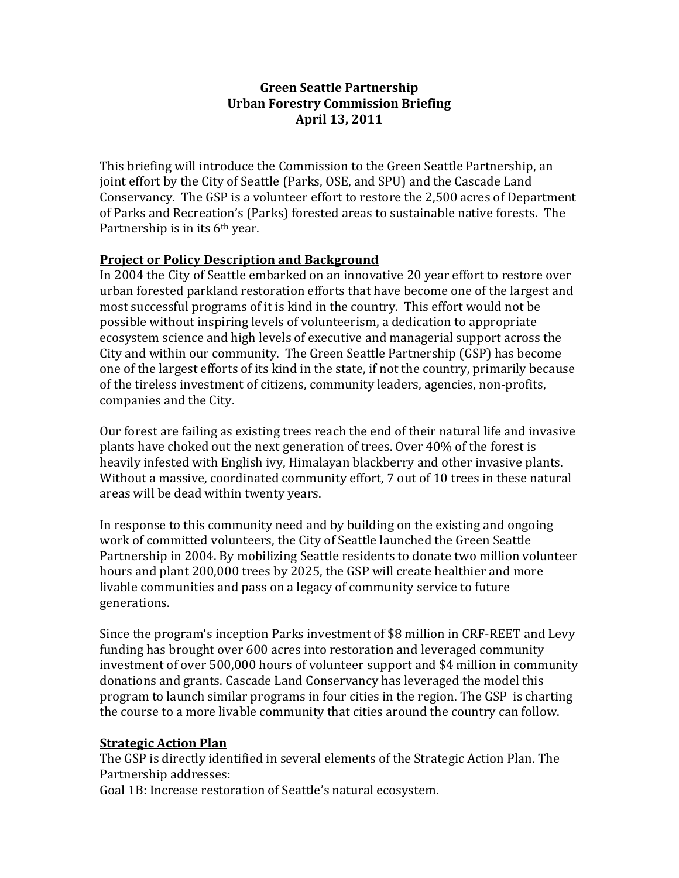**Green Seattle Partnership**
**Urban Forestry Commission Briefing**
**April 13, 2011**

This briefing will introduce the Commission to the Green Seattle Partnership, an joint effort by the City of Seattle (Parks, OSE, and SPU) and the Cascade Land Conservancy. The GSP is a volunteer effort to restore the 2,500 acres of Department of Parks and Recreation's (Parks) forested areas to sustainable native forests. The Partnership is in its 6th year.

**Project or Policy Description and Background**

In 2004 the City of Seattle embarked on an innovative 20 year effort to restore over urban forested parkland restoration efforts that have become one of the largest and most successful programs of it is kind in the country. This effort would not be possible without inspiring levels of volunteerism, a dedication to appropriate ecosystem science and high levels of executive and managerial support across the City and within our community. The Green Seattle Partnership (GSP) has become one of the largest efforts of its kind in the state, if not the country, primarily because of the tireless investment of citizens, community leaders, agencies, non-profits, companies and the City.

Our forest are failing as existing trees reach the end of their natural life and invasive plants have choked out the next generation of trees. Over 40% of the forest is heavily infested with English ivy, Himalayan blackberry and other invasive plants. Without a massive, coordinated community effort, 7 out of 10 trees in these natural areas will be dead within twenty years.

In response to this community need and by building on the existing and ongoing work of committed volunteers, the City of Seattle launched the Green Seattle Partnership in 2004. By mobilizing Seattle residents to donate two million volunteer hours and plant 200,000 trees by 2025, the GSP will create healthier and more livable communities and pass on a legacy of community service to future generations.

Since the program's inception Parks investment of $8 million in CRF-REET and Levy funding has brought over 600 acres into restoration and leveraged community investment of over 500,000 hours of volunteer support and $4 million in community donations and grants. Cascade Land Conservancy has leveraged the model this program to launch similar programs in four cities in the region. The GSP is charting the course to a more livable community that cities around the country can follow.

**Strategic Action Plan**

The GSP is directly identified in several elements of the Strategic Action Plan. The Partnership addresses:

Goal 1B: Increase restoration of Seattle's natural ecosystem.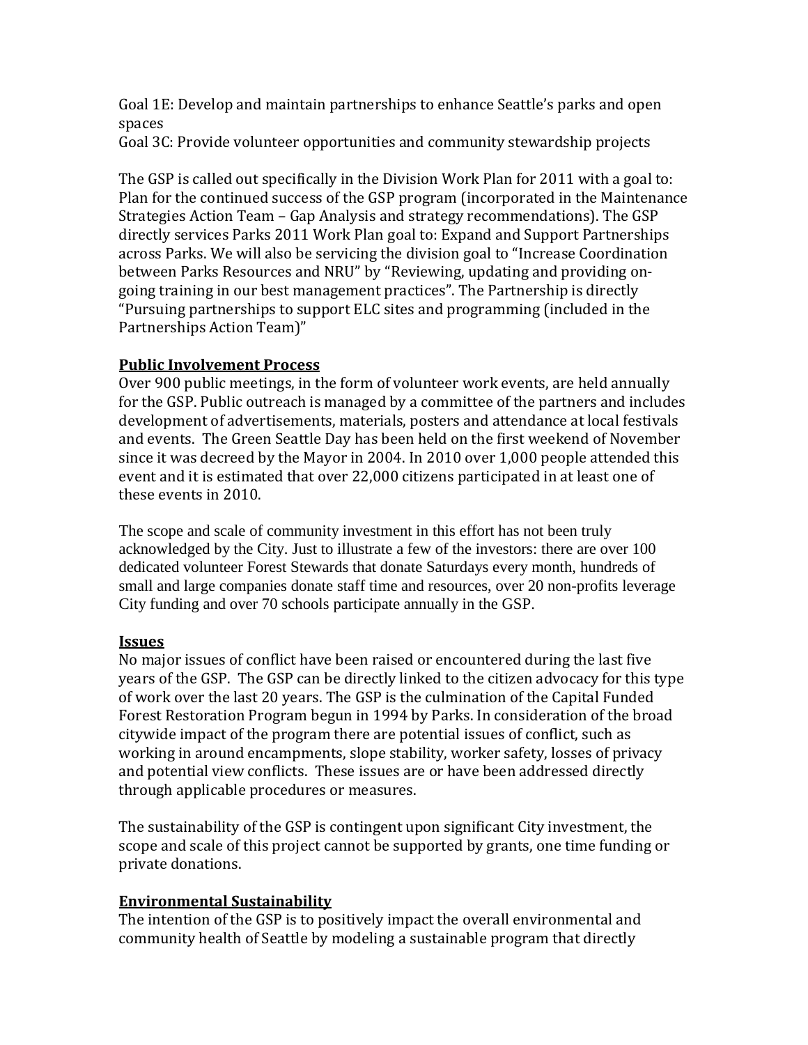Goal 1E: Develop and maintain partnerships to enhance Seattle's parks and open spaces
Goal 3C: Provide volunteer opportunities and community stewardship projects

The GSP is called out specifically in the Division Work Plan for 2011 with a goal to: Plan for the continued success of the GSP program (incorporated in the Maintenance Strategies Action Team – Gap Analysis and strategy recommendations). The GSP directly services Parks 2011 Work Plan goal to: Expand and Support Partnerships across Parks. We will also be servicing the division goal to "Increase Coordination between Parks Resources and NRU" by "Reviewing, updating and providing on-going training in our best management practices". The Partnership is directly "Pursuing partnerships to support ELC sites and programming (included in the Partnerships Action Team)"

**Public Involvement Process**

Over 900 public meetings, in the form of volunteer work events, are held annually for the GSP. Public outreach is managed by a committee of the partners and includes development of advertisements, materials, posters and attendance at local festivals and events. The Green Seattle Day has been held on the first weekend of November since it was decreed by the Mayor in 2004. In 2010 over 1,000 people attended this event and it is estimated that over 22,000 citizens participated in at least one of these events in 2010.

The scope and scale of community investment in this effort has not been truly acknowledged by the City. Just to illustrate a few of the investors: there are over 100 dedicated volunteer Forest Stewards that donate Saturdays every month, hundreds of small and large companies donate staff time and resources, over 20 non-profits leverage City funding and over 70 schools participate annually in the GSP.

**Issues**

No major issues of conflict have been raised or encountered during the last five years of the GSP. The GSP can be directly linked to the citizen advocacy for this type of work over the last 20 years. The GSP is the culmination of the Capital Funded Forest Restoration Program begun in 1994 by Parks. In consideration of the broad citywide impact of the program there are potential issues of conflict, such as working in around encampments, slope stability, worker safety, losses of privacy and potential view conflicts. These issues are or have been addressed directly through applicable procedures or measures.

The sustainability of the GSP is contingent upon significant City investment, the scope and scale of this project cannot be supported by grants, one time funding or private donations.

**Environmental Sustainability**

The intention of the GSP is to positively impact the overall environmental and community health of Seattle by modeling a sustainable program that directly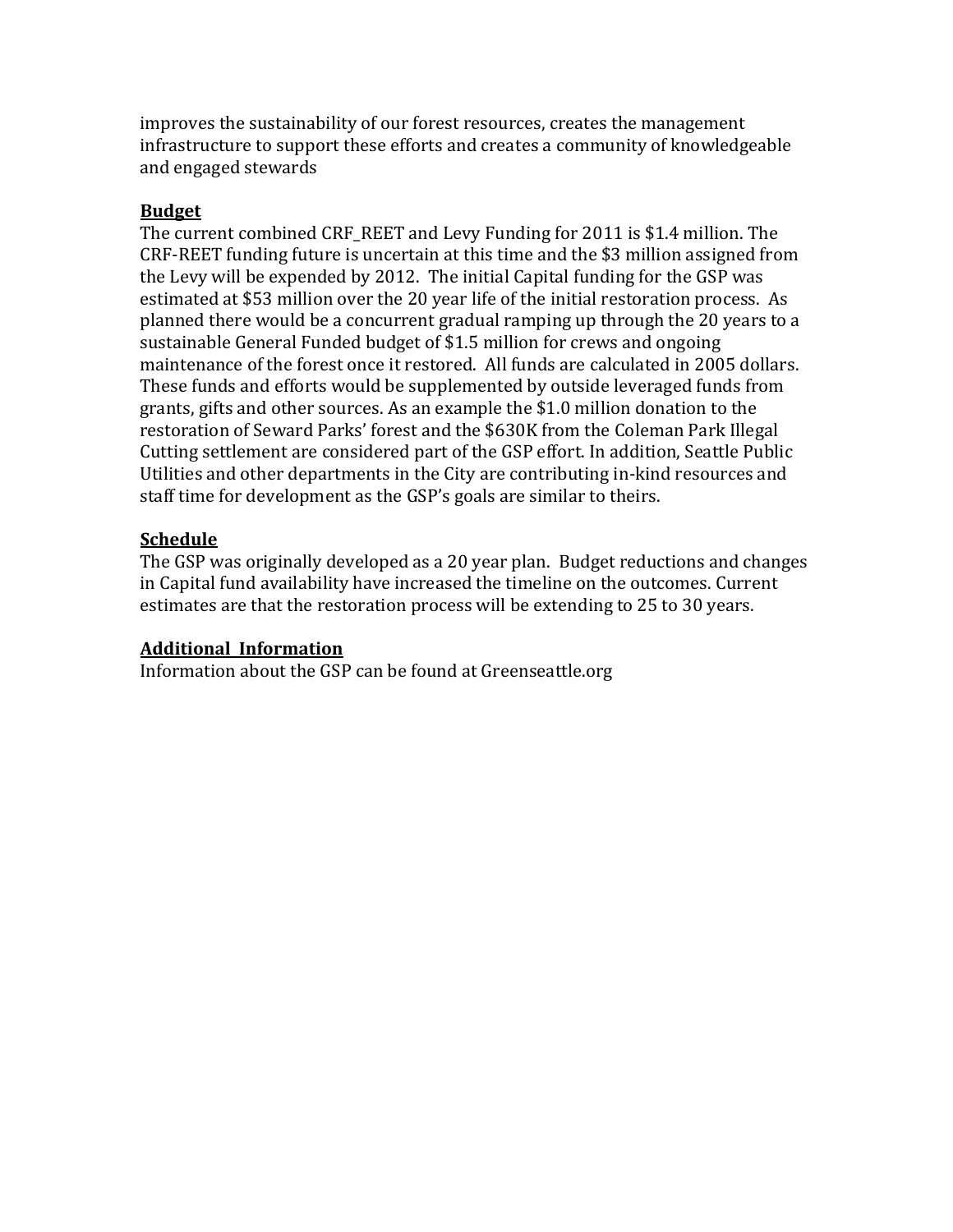improves the sustainability of our forest resources, creates the management infrastructure to support these efforts and creates a community of knowledgeable and engaged stewards

**Budget**

The current combined CRF_REET and Levy Funding for 2011 is $1.4 million. The CRF-REET funding future is uncertain at this time and the $3 million assigned from the Levy will be expended by 2012. The initial Capital funding for the GSP was estimated at $53 million over the 20 year life of the initial restoration process. As planned there would be a concurrent gradual ramping up through the 20 years to a sustainable General Funded budget of $1.5 million for crews and ongoing maintenance of the forest once it restored. All funds are calculated in 2005 dollars. These funds and efforts would be supplemented by outside leveraged funds from grants, gifts and other sources. As an example the $1.0 million donation to the restoration of Seward Parks' forest and the $630K from the Coleman Park Illegal Cutting settlement are considered part of the GSP effort. In addition, Seattle Public Utilities and other departments in the City are contributing in-kind resources and staff time for development as the GSP's goals are similar to theirs.

**Schedule**

The GSP was originally developed as a 20 year plan. Budget reductions and changes in Capital fund availability have increased the timeline on the outcomes. Current estimates are that the restoration process will be extending to 25 to 30 years.

**Additional Information**

Information about the GSP can be found at Greenseattle.org